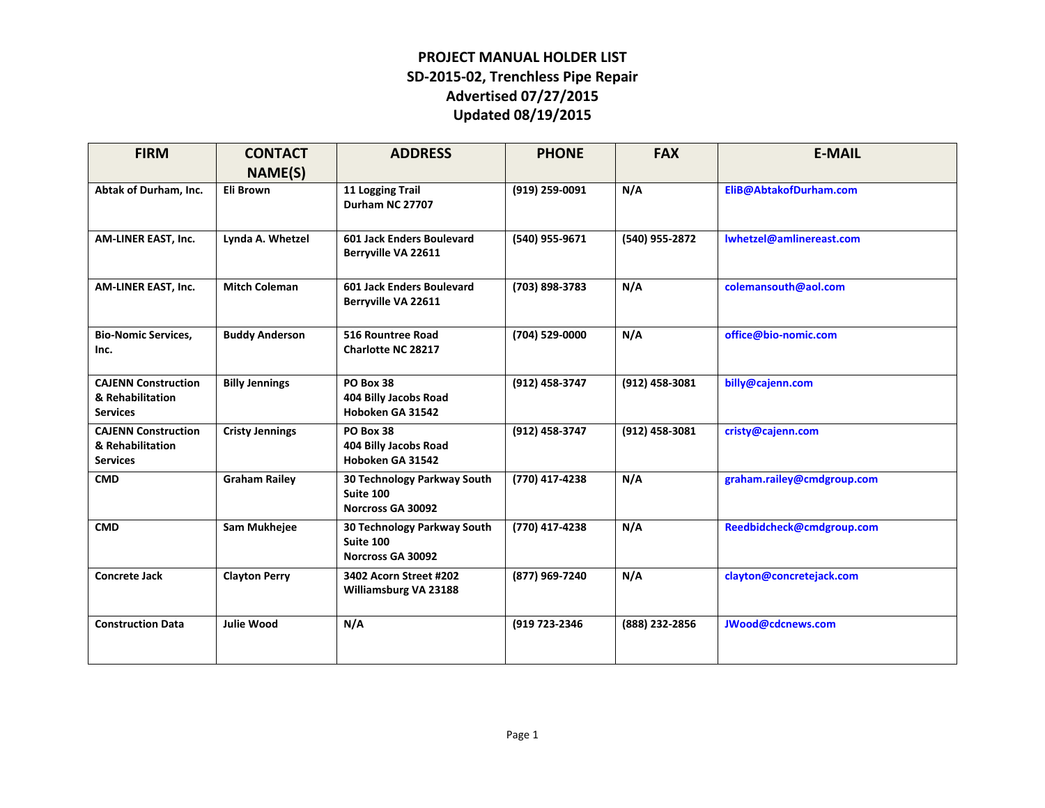# PROJECT MANUAL HOLDER LIST
## SD-2015-02, Trenchless Pipe Repair
## Advertised 07/27/2015
## Updated 08/19/2015

| FIRM | CONTACT NAME(S) | ADDRESS | PHONE | FAX | E-MAIL |
|---|---|---|---|---|---|
| Abtak of Durham, Inc. | Eli Brown | 11 Logging Trail<br>Durham NC 27707 | (919) 259-0091 | N/A | EliB@AbtakofDurham.com |
| AM-LINER EAST, Inc. | Lynda A. Whetzel | 601 Jack Enders Boulevard<br>Berryville VA 22611 | (540) 955-9671 | (540) 955-2872 | lwhetzel@amlinereast.com |
| AM-LINER EAST, Inc. | Mitch Coleman | 601 Jack Enders Boulevard<br>Berryville VA 22611 | (703) 898-3783 | N/A | colemansouth@aol.com |
| Bio-Nomic Services, Inc. | Buddy Anderson | 516 Rountree Road<br>Charlotte NC 28217 | (704) 529-0000 | N/A | office@bio-nomic.com |
| CAJENN Construction & Rehabilitation Services | Billy Jennings | PO Box 38<br>404 Billy Jacobs Road<br>Hoboken GA 31542 | (912) 458-3747 | (912) 458-3081 | billy@cajenn.com |
| CAJENN Construction & Rehabilitation Services | Cristy Jennings | PO Box 38<br>404 Billy Jacobs Road<br>Hoboken GA 31542 | (912) 458-3747 | (912) 458-3081 | cristy@cajenn.com |
| CMD | Graham Railey | 30 Technology Parkway South<br>Suite 100<br>Norcross GA 30092 | (770) 417-4238 | N/A | graham.railey@cmdgroup.com |
| CMD | Sam Mukhejee | 30 Technology Parkway South<br>Suite 100<br>Norcross GA 30092 | (770) 417-4238 | N/A | Reedbidcheck@cmdgroup.com |
| Concrete Jack | Clayton Perry | 3402 Acorn Street #202<br>Williamsburg VA 23188 | (877) 969-7240 | N/A | clayton@concretejack.com |
| Construction Data | Julie Wood | N/A | (919 723-2346 | (888) 232-2856 | JWood@cdcnews.com |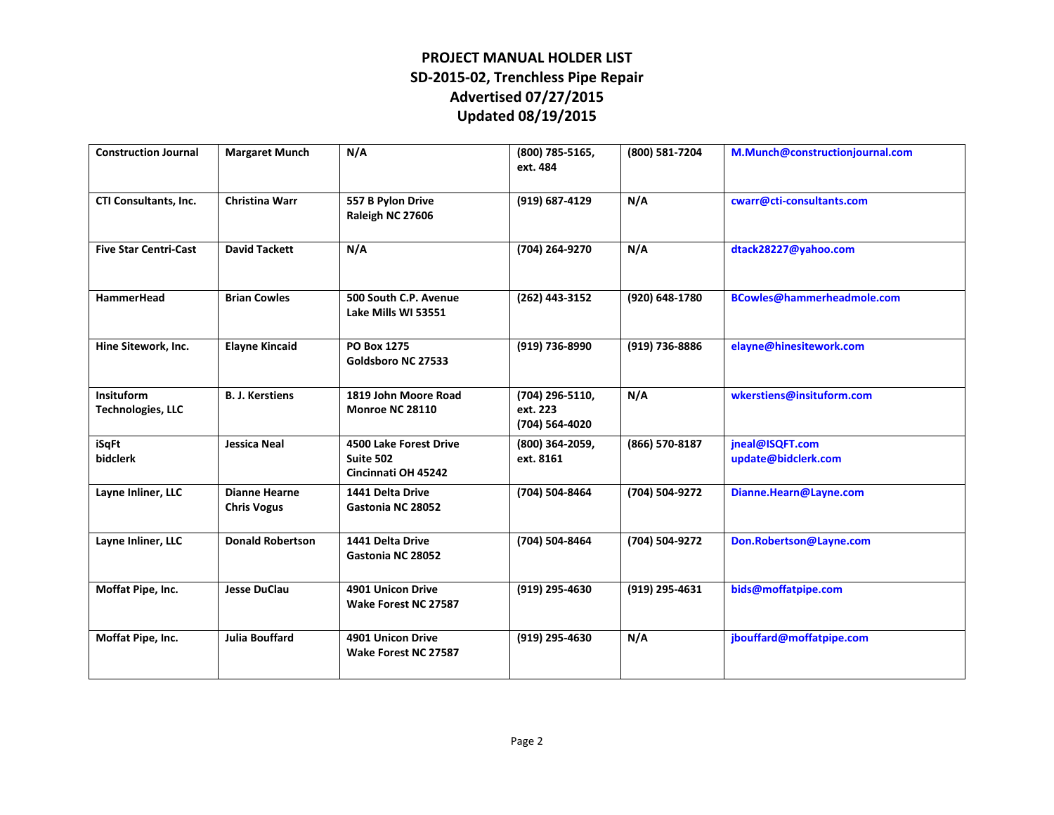# PROJECT MANUAL HOLDER LIST
## SD-2015-02, Trenchless Pipe Repair
## Advertised 07/27/2015
## Updated 08/19/2015

| | | | | | |
|---|---|---|---|---|---|
| **Construction Journal** | **Margaret Munch** | **N/A** | **(800) 785-5165, ext. 484** | **(800) 581-7204** | **M.Munch@constructionjournal.com** |
| **CTI Consultants, Inc.** | **Christina Warr** | **557 B Pylon Drive Raleigh NC 27606** | **(919) 687-4129** | **N/A** | **cwarr@cti-consultants.com** |
| **Five Star Centri-Cast** | **David Tackett** | **N/A** | **(704) 264-9270** | **N/A** | **dtack28227@yahoo.com** |
| **HammerHead** | **Brian Cowles** | **500 South C.P. Avenue Lake Mills WI 53551** | **(262) 443-3152** | **(920) 648-1780** | **BCowles@hammerheadmole.com** |
| **Hine Sitework, Inc.** | **Elayne Kincaid** | **PO Box 1275 Goldsboro NC 27533** | **(919) 736-8990** | **(919) 736-8886** | **elayne@hinesitework.com** |
| **Insituform Technologies, LLC** | **B. J. Kerstiens** | **1819 John Moore Road Monroe NC 28110** | **(704) 296-5110, ext. 223 (704) 564-4020** | **N/A** | **wkerstiens@insituform.com** |
| **iSqFt bidclerk** | **Jessica Neal** | **4500 Lake Forest Drive Suite 502 Cincinnati OH 45242** | **(800) 364-2059, ext. 8161** | **(866) 570-8187** | **jneal@ISQFT.com update@bidclerk.com** |
| **Layne Inliner, LLC** | **Dianne Hearne Chris Vogus** | **1441 Delta Drive Gastonia NC 28052** | **(704) 504-8464** | **(704) 504-9272** | **Dianne.Hearn@Layne.com** |
| **Layne Inliner, LLC** | **Donald Robertson** | **1441 Delta Drive Gastonia NC 28052** | **(704) 504-8464** | **(704) 504-9272** | **Don.Robertson@Layne.com** |
| **Moffat Pipe, Inc.** | **Jesse DuClau** | **4901 Unicon Drive Wake Forest NC 27587** | **(919) 295-4630** | **(919) 295-4631** | **bids@moffatpipe.com** |
| **Moffat Pipe, Inc.** | **Julia Bouffard** | **4901 Unicon Drive Wake Forest NC 27587** | **(919) 295-4630** | **N/A** | **jbouffard@moffatpipe.com** |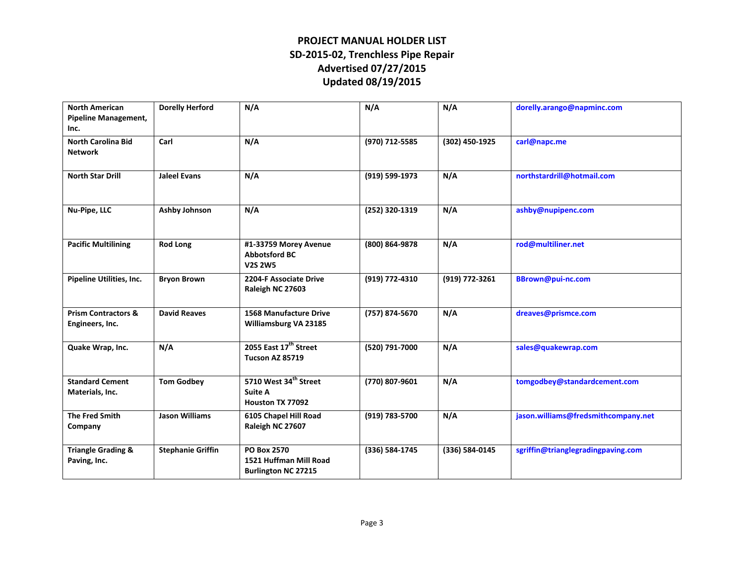# PROJECT MANUAL HOLDER LIST
## SD-2015-02, Trenchless Pipe Repair
## Advertised 07/27/2015
## Updated 08/19/2015

| | | | | | |
|---|---|---|---|---|---|
| **North American Pipeline Management, Inc.** | **Dorelly Herford** | **N/A** | **N/A** | **N/A** | **dorelly.arango@napminc.com** |
| **North Carolina Bid Network** | **Carl** | **N/A** | **(970) 712-5585** | **(302) 450-1925** | **carl@napc.me** |
| **North Star Drill** | **Jaleel Evans** | **N/A** | **(919) 599-1973** | **N/A** | **northstardrill@hotmail.com** |
| **Nu-Pipe, LLC** | **Ashby Johnson** | **N/A** | **(252) 320-1319** | **N/A** | **ashby@nupipenc.com** |
| **Pacific Multilining** | **Rod Long** | **#1-33759 Morey Avenue Abbotsford BC V2S 2W5** | **(800) 864-9878** | **N/A** | **rod@multiliner.net** |
| **Pipeline Utilities, Inc.** | **Bryon Brown** | **2204-F Associate Drive Raleigh NC 27603** | **(919) 772-4310** | **(919) 772-3261** | **BBrown@pui-nc.com** |
| **Prism Contractors & Engineers, Inc.** | **David Reaves** | **1568 Manufacture Drive Williamsburg VA 23185** | **(757) 874-5670** | **N/A** | **dreaves@prismce.com** |
| **Quake Wrap, Inc.** | **N/A** | **2055 East 17th Street Tucson AZ 85719** | **(520) 791-7000** | **N/A** | **sales@quakewrap.com** |
| **Standard Cement Materials, Inc.** | **Tom Godbey** | **5710 West 34th Street Suite A Houston TX 77092** | **(770) 807-9601** | **N/A** | **tomgodbey@standardcement.com** |
| **The Fred Smith Company** | **Jason Williams** | **6105 Chapel Hill Road Raleigh NC 27607** | **(919) 783-5700** | **N/A** | **jason.williams@fredsmithcompany.net** |
| **Triangle Grading & Paving, Inc.** | **Stephanie Griffin** | **PO Box 2570 1521 Huffman Mill Road Burlington NC 27215** | **(336) 584-1745** | **(336) 584-0145** | **sgriffin@trianglegradingpaving.com** |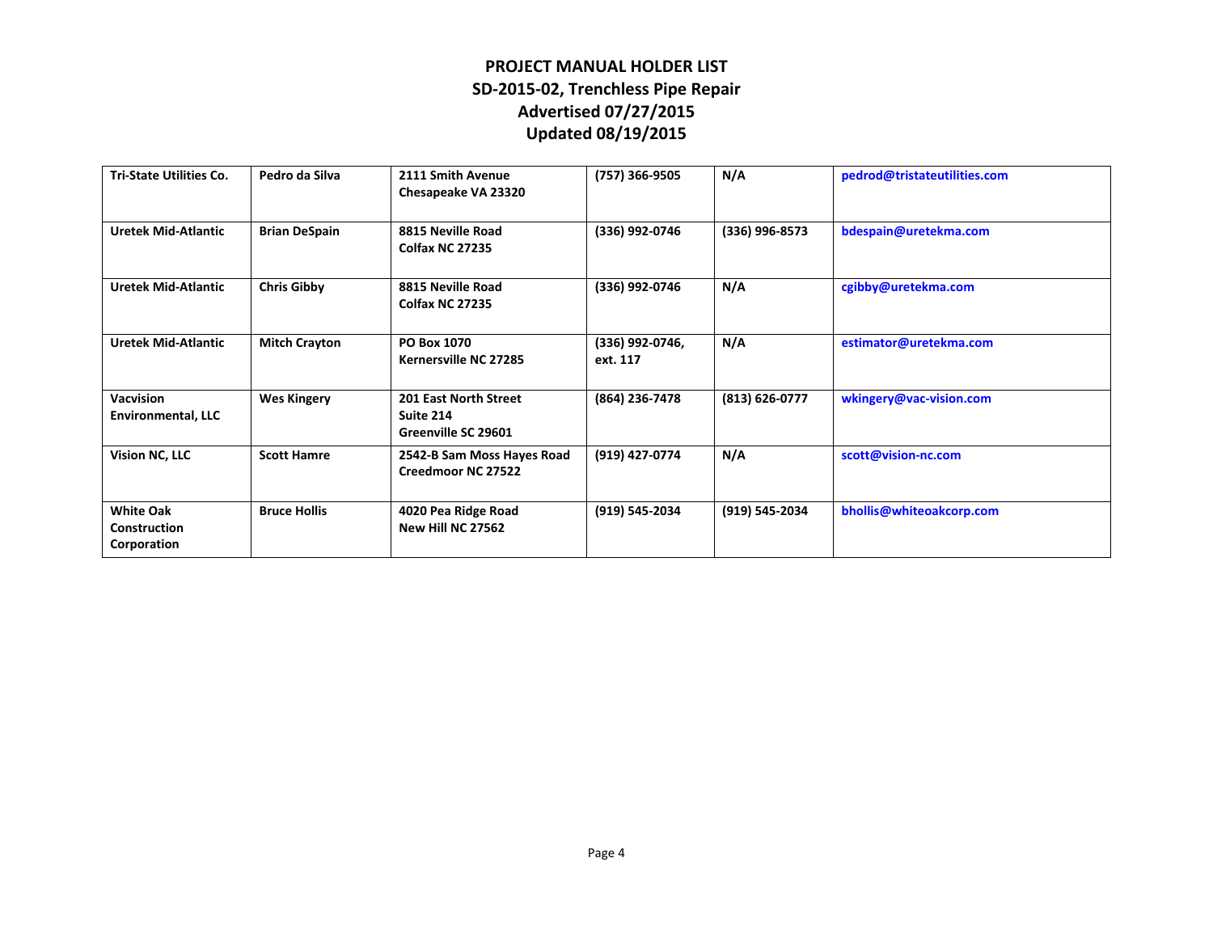# PROJECT MANUAL HOLDER LIST
## SD-2015-02, Trenchless Pipe Repair
## Advertised 07/27/2015
## Updated 08/19/2015

| | | | | | |
|---|---|---|---|---|---|
| **Tri-State Utilities Co.** | **Pedro da Silva** | **2111 Smith Avenue Chesapeake VA 23320** | **(757) 366-9505** | **N/A** | **pedrod@tristateutilities.com** |
| **Uretek Mid-Atlantic** | **Brian DeSpain** | **8815 Neville Road Colfax NC 27235** | **(336) 992-0746** | **(336) 996-8573** | **bdespain@uretekma.com** |
| **Uretek Mid-Atlantic** | **Chris Gibby** | **8815 Neville Road Colfax NC 27235** | **(336) 992-0746** | **N/A** | **cgibby@uretekma.com** |
| **Uretek Mid-Atlantic** | **Mitch Crayton** | **PO Box 1070 Kernersville NC 27285** | **(336) 992-0746, ext. 117** | **N/A** | **estimator@uretekma.com** |
| **Vacvision Environmental, LLC** | **Wes Kingery** | **201 East North Street Suite 214 Greenville SC 29601** | **(864) 236-7478** | **(813) 626-0777** | **wkingery@vac-vision.com** |
| **Vision NC, LLC** | **Scott Hamre** | **2542-B Sam Moss Hayes Road Creedmoor NC 27522** | **(919) 427-0774** | **N/A** | **scott@vision-nc.com** |
| **White Oak Construction Corporation** | **Bruce Hollis** | **4020 Pea Ridge Road New Hill NC 27562** | **(919) 545-2034** | **(919) 545-2034** | **bhollis@whiteoakcorp.com** |